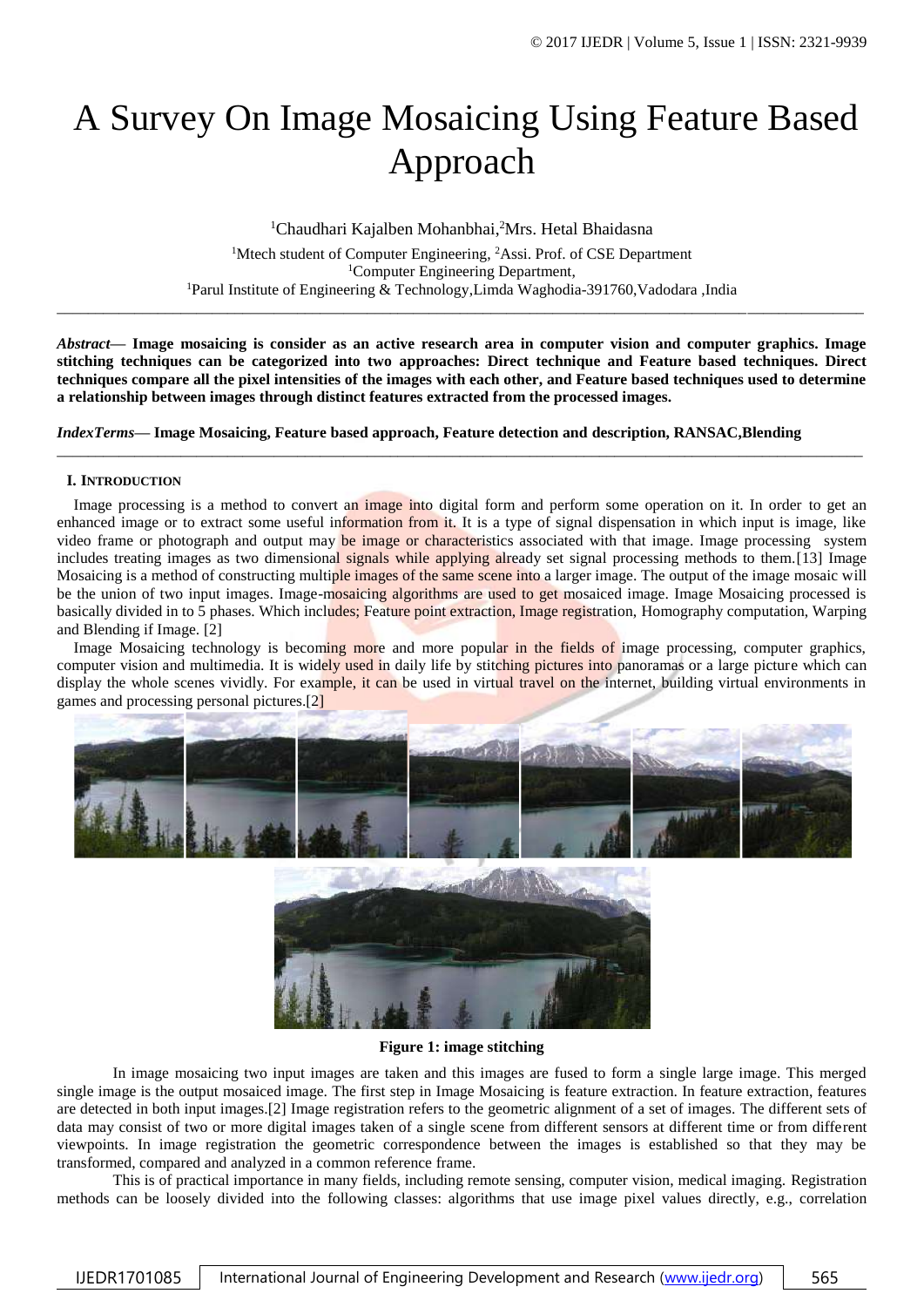# A Survey On Image Mosaicing Using Feature Based Approach

[1]Chaudhari Kajalben Mohanbhai,[2]Mrs. Hetal Bhaidasna

[1]Mtech student of Computer Engineering, [2]Assi. Prof. of CSE Department
[1]Computer Engineering Department,
[1]Parul Institute of Engineering & Technology,Limda Waghodia-391760,Vadodara ,India

***Abstract*— Image mosaicing is consider as an active research area in computer vision and computer graphics. Image stitching techniques can be categorized into two approaches: Direct technique and Feature based techniques. Direct techniques compare all the pixel intensities of the images with each other, and Feature based techniques used to determine a relationship between images through distinct features extracted from the processed images.**

***IndexTerms*— Image Mosaicing, Feature based approach, Feature detection and description, RANSAC,Blending**

## I. Introduction

Image processing is a method to convert an image into digital form and perform some operation on it. In order to get an enhanced image or to extract some useful information from it. It is a type of signal dispensation in which input is image, like video frame or photograph and output may be image or characteristics associated with that image. Image processing system includes treating images as two dimensional signals while applying already set signal processing methods to them.[13] Image Mosaicing is a method of constructing multiple images of the same scene into a larger image. The output of the image mosaic will be the union of two input images. Image-mosaicing algorithms are used to get mosaiced image. Image Mosaicing processed is basically divided in to 5 phases. Which includes; Feature point extraction, Image registration, Homography computation, Warping and Blending if Image. [2]

Image Mosaicing technology is becoming more and more popular in the fields of image processing, computer graphics, computer vision and multimedia. It is widely used in daily life by stitching pictures into panoramas or a large picture which can display the whole scenes vividly. For example, it can be used in virtual travel on the internet, building virtual environments in games and processing personal pictures.[2]

**Figure 1: image stitching**

In image mosaicing two input images are taken and this images are fused to form a single large image. This merged single image is the output mosaiced image. The first step in Image Mosaicing is feature extraction. In feature extraction, features are detected in both input images.[2] Image registration refers to the geometric alignment of a set of images. The different sets of data may consist of two or more digital images taken of a single scene from different sensors at different time or from different viewpoints. In image registration the geometric correspondence between the images is established so that they may be transformed, compared and analyzed in a common reference frame.

This is of practical importance in many fields, including remote sensing, computer vision, medical imaging. Registration methods can be loosely divided into the following classes: algorithms that use image pixel values directly, e.g., correlation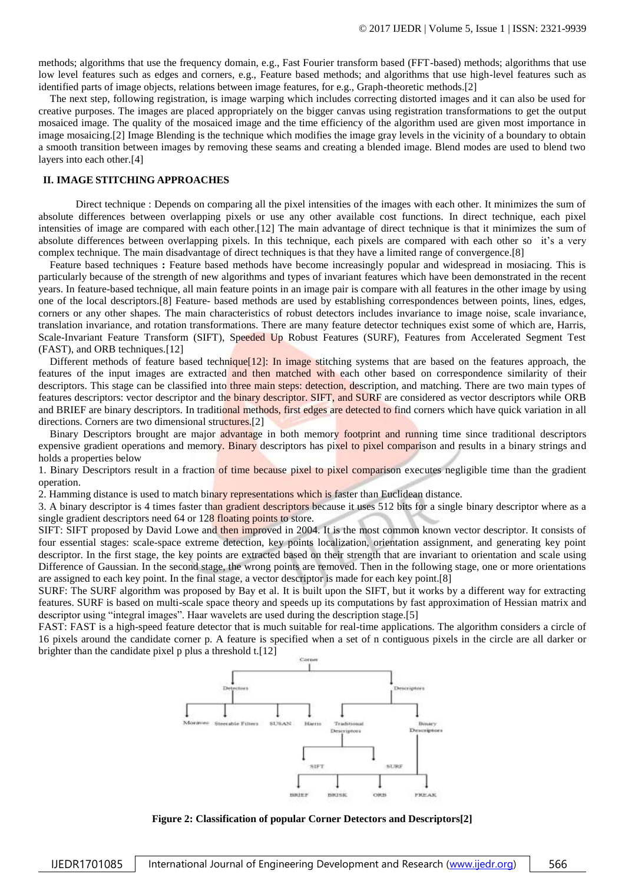methods; algorithms that use the frequency domain, e.g., Fast Fourier transform based (FFT-based) methods; algorithms that use low level features such as edges and corners, e.g., Feature based methods; and algorithms that use high-level features such as identified parts of image objects, relations between image features, for e.g., Graph-theoretic methods.[2]

The next step, following registration, is image warping which includes correcting distorted images and it can also be used for creative purposes. The images are placed appropriately on the bigger canvas using registration transformations to get the output mosaiced image. The quality of the mosaiced image and the time efficiency of the algorithm used are given most importance in image mosaicing.[2] Image Blending is the technique which modifies the image gray levels in the vicinity of a boundary to obtain a smooth transition between images by removing these seams and creating a blended image. Blend modes are used to blend two layers into each other.[4]

## II. IMAGE STITCHING APPROACHES

Direct technique : Depends on comparing all the pixel intensities of the images with each other. It minimizes the sum of absolute differences between overlapping pixels or use any other available cost functions. In direct technique, each pixel intensities of image are compared with each other.[12] The main advantage of direct technique is that it minimizes the sum of absolute differences between overlapping pixels. In this technique, each pixels are compared with each other so it's a very complex technique. The main disadvantage of direct techniques is that they have a limited range of convergence.[8]

Feature based techniques **:** Feature based methods have become increasingly popular and widespread in mosiacing. This is particularly because of the strength of new algorithms and types of invariant features which have been demonstrated in the recent years. In feature-based technique, all main feature points in an image pair is compare with all features in the other image by using one of the local descriptors.[8] Feature- based methods are used by establishing correspondences between points, lines, edges, corners or any other shapes. The main characteristics of robust detectors includes invariance to image noise, scale invariance, translation invariance, and rotation transformations. There are many feature detector techniques exist some of which are, Harris, Scale-Invariant Feature Transform (SIFT), Speeded Up Robust Features (SURF), Features from Accelerated Segment Test (FAST), and ORB techniques.[12]

Different methods of feature based technique[12]: In image stitching systems that are based on the features approach, the features of the input images are extracted and then matched with each other based on correspondence similarity of their descriptors. This stage can be classified into three main steps: detection, description, and matching. There are two main types of features descriptors: vector descriptor and the binary descriptor. SIFT, and SURF are considered as vector descriptors while ORB and BRIEF are binary descriptors. In traditional methods, first edges are detected to find corners which have quick variation in all directions. Corners are two dimensional structures.[2]

Binary Descriptors brought are major advantage in both memory footprint and running time since traditional descriptors expensive gradient operations and memory. Binary descriptors has pixel to pixel comparison and results in a binary strings and holds a properties below

1. Binary Descriptors result in a fraction of time because pixel to pixel comparison executes negligible time than the gradient operation.
2. Hamming distance is used to match binary representations which is faster than Euclidean distance.
3. A binary descriptor is 4 times faster than gradient descriptors because it uses 512 bits for a single binary descriptor where as a single gradient descriptors need 64 or 128 floating points to store.

SIFT: SIFT proposed by David Lowe and then improved in 2004. It is the most common known vector descriptor. It consists of four essential stages: scale-space extreme detection, key points localization, orientation assignment, and generating key point descriptor. In the first stage, the key points are extracted based on their strength that are invariant to orientation and scale using Difference of Gaussian. In the second stage, the wrong points are removed. Then in the following stage, one or more orientations are assigned to each key point. In the final stage, a vector descriptor is made for each key point.[8]

SURF: The SURF algorithm was proposed by Bay et al. It is built upon the SIFT, but it works by a different way for extracting features. SURF is based on multi-scale space theory and speeds up its computations by fast approximation of Hessian matrix and descriptor using "integral images". Haar wavelets are used during the description stage.[5]

FAST: FAST is a high-speed feature detector that is much suitable for real-time applications. The algorithm considers a circle of 16 pixels around the candidate corner p. A feature is specified when a set of n contiguous pixels in the circle are all darker or brighter than the candidate pixel p plus a threshold t.[12]

Corner
Detectors
Descriptors
Moravec
Steerable Filters
SUSAN
Harris
Traditional Descriptors
Binary Descriptors
SIFT
SURF
BRIEF
BRISK
ORB
FREAK

**Figure 2: Classification of popular Corner Detectors and Descriptors[2]**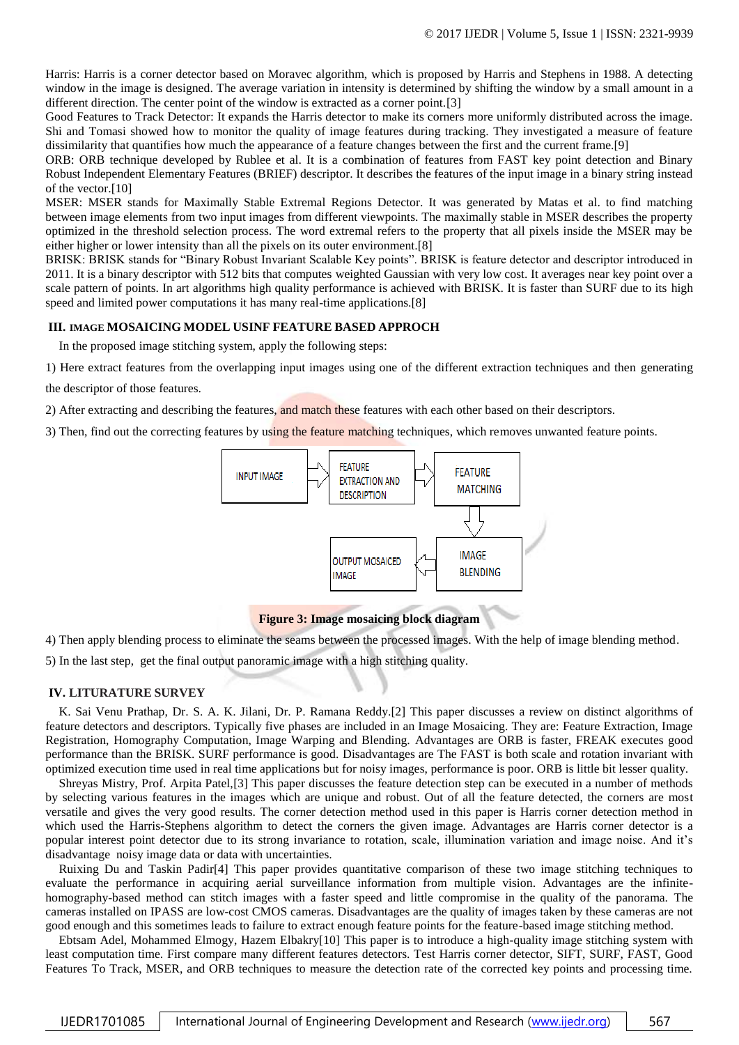Harris: Harris is a corner detector based on Moravec algorithm, which is proposed by Harris and Stephens in 1988. A detecting window in the image is designed. The average variation in intensity is determined by shifting the window by a small amount in a different direction. The center point of the window is extracted as a corner point.[3]

Good Features to Track Detector: It expands the Harris detector to make its corners more uniformly distributed across the image. Shi and Tomasi showed how to monitor the quality of image features during tracking. They investigated a measure of feature dissimilarity that quantifies how much the appearance of a feature changes between the first and the current frame.[9]

ORB: ORB technique developed by Rublee et al. It is a combination of features from FAST key point detection and Binary Robust Independent Elementary Features (BRIEF) descriptor. It describes the features of the input image in a binary string instead of the vector.[10]

MSER: MSER stands for Maximally Stable Extremal Regions Detector. It was generated by Matas et al. to find matching between image elements from two input images from different viewpoints. The maximally stable in MSER describes the property optimized in the threshold selection process. The word extremal refers to the property that all pixels inside the MSER may be either higher or lower intensity than all the pixels on its outer environment.[8]

BRISK: BRISK stands for "Binary Robust Invariant Scalable Key points". BRISK is feature detector and descriptor introduced in 2011. It is a binary descriptor with 512 bits that computes weighted Gaussian with very low cost. It averages near key point over a scale pattern of points. In art algorithms high quality performance is achieved with BRISK. It is faster than SURF due to its high speed and limited power computations it has many real-time applications.[8]

## III. IMAGE MOSAICING MODEL USINF FEATURE BASED APPROCH

In the proposed image stitching system, apply the following steps:

1) Here extract features from the overlapping input images using one of the different extraction techniques and then generating the descriptor of those features.

2) After extracting and describing the features, and match these features with each other based on their descriptors.

3) Then, find out the correcting features by using the feature matching techniques, which removes unwanted feature points.

INPUT IMAGE → FEATURE EXTRACTION AND DESCRIPTION → FEATURE MATCHING → IMAGE BLENDING → OUTPUT MOSAICED IMAGE

**Figure 3: Image mosaicing block diagram**

4) Then apply blending process to eliminate the seams between the processed images. With the help of image blending method.

5) In the last step, get the final output panoramic image with a high stitching quality.

## IV. LITURATURE SURVEY

K. Sai Venu Prathap, Dr. S. A. K. Jilani, Dr. P. Ramana Reddy.[2] This paper discusses a review on distinct algorithms of feature detectors and descriptors. Typically five phases are included in an Image Mosaicing. They are: Feature Extraction, Image Registration, Homography Computation, Image Warping and Blending. Advantages are ORB is faster, FREAK executes good performance than the BRISK. SURF performance is good. Disadvantages are The FAST is both scale and rotation invariant with optimized execution time used in real time applications but for noisy images, performance is poor. ORB is little bit lesser quality.

Shreyas Mistry, Prof. Arpita Patel,[3] This paper discusses the feature detection step can be executed in a number of methods by selecting various features in the images which are unique and robust. Out of all the feature detected, the corners are most versatile and gives the very good results. The corner detection method used in this paper is Harris corner detection method in which used the Harris-Stephens algorithm to detect the corners the given image. Advantages are Harris corner detector is a popular interest point detector due to its strong invariance to rotation, scale, illumination variation and image noise. And it's disadvantage noisy image data or data with uncertainties.

Ruixing Du and Taskin Padir[4] This paper provides quantitative comparison of these two image stitching techniques to evaluate the performance in acquiring aerial surveillance information from multiple vision. Advantages are the infinite-homography-based method can stitch images with a faster speed and little compromise in the quality of the panorama. The cameras installed on IPASS are low-cost CMOS cameras. Disadvantages are the quality of images taken by these cameras are not good enough and this sometimes leads to failure to extract enough feature points for the feature-based image stitching method.

Ebtsam Adel, Mohammed Elmogy, Hazem Elbakry[10] This paper is to introduce a high-quality image stitching system with least computation time. First compare many different features detectors. Test Harris corner detector, SIFT, SURF, FAST, Good Features To Track, MSER, and ORB techniques to measure the detection rate of the corrected key points and processing time.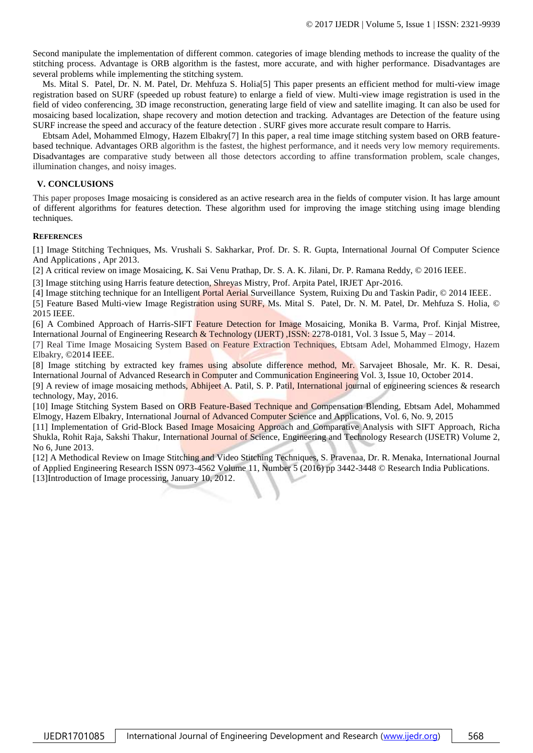Second manipulate the implementation of different common. categories of image blending methods to increase the quality of the stitching process. Advantage is ORB algorithm is the fastest, more accurate, and with higher performance. Disadvantages are several problems while implementing the stitching system.

Ms. Mital S. Patel, Dr. N. M. Patel, Dr. Mehfuza S. Holia[5] This paper presents an efficient method for multi-view image registration based on SURF (speeded up robust feature) to enlarge a field of view. Multi-view image registration is used in the field of video conferencing, 3D image reconstruction, generating large field of view and satellite imaging. It can also be used for mosaicing based localization, shape recovery and motion detection and tracking. Advantages are Detection of the feature using SURF increase the speed and accuracy of the feature detection . SURF gives more accurate result compare to Harris.

Ebtsam Adel, Mohammed Elmogy, Hazem Elbakry[7] In this paper, a real time image stitching system based on ORB feature-based technique. Advantages ORB algorithm is the fastest, the highest performance, and it needs very low memory requirements. Disadvantages are comparative study between all those detectors according to affine transformation problem, scale changes, illumination changes, and noisy images.

## V. CONCLUSIONS

This paper proposes Image mosaicing is considered as an active research area in the fields of computer vision. It has large amount of different algorithms for features detection. These algorithm used for improving the image stitching using image blending techniques.

### REFERENCES

[1] Image Stitching Techniques, Ms. Vrushali S. Sakharkar, Prof. Dr. S. R. Gupta, International Journal Of Computer Science And Applications , Apr 2013.

[2] A critical review on image Mosaicing, K. Sai Venu Prathap, Dr. S. A. K. Jilani, Dr. P. Ramana Reddy, © 2016 IEEE.

[3] Image stitching using Harris feature detection, Shreyas Mistry, Prof. Arpita Patel, IRJET Apr-2016.

[4] Image stitching technique for an Intelligent Portal Aerial Surveillance System, Ruixing Du and Taskin Padir, © 2014 IEEE.

[5] Feature Based Multi-view Image Registration using SURF, Ms. Mital S. Patel, Dr. N. M. Patel, Dr. Mehfuza S. Holia, © 2015 IEEE.

[6] A Combined Approach of Harris-SIFT Feature Detection for Image Mosaicing, Monika B. Varma, Prof. Kinjal Mistree, International Journal of Engineering Research & Technology (IJERT) ,ISSN: 2278-0181, Vol. 3 Issue 5, May – 2014.

[7] Real Time Image Mosaicing System Based on Feature Extraction Techniques, Ebtsam Adel, Mohammed Elmogy, Hazem Elbakry, ©2014 IEEE.

[8] Image stitching by extracted key frames using absolute difference method, Mr. Sarvajeet Bhosale, Mr. K. R. Desai, International Journal of Advanced Research in Computer and Communication Engineering Vol. 3, Issue 10, October 2014.

[9] A review of image mosaicing methods, Abhijeet A. Patil, S. P. Patil, International journal of engineering sciences & research technology, May, 2016.

[10] Image Stitching System Based on ORB Feature-Based Technique and Compensation Blending, Ebtsam Adel, Mohammed Elmogy, Hazem Elbakry, International Journal of Advanced Computer Science and Applications, Vol. 6, No. 9, 2015

[11] Implementation of Grid-Block Based Image Mosaicing Approach and Comparative Analysis with SIFT Approach, Richa Shukla, Rohit Raja, Sakshi Thakur, International Journal of Science, Engineering and Technology Research (IJSETR) Volume 2, No 6, June 2013.

[12] A Methodical Review on Image Stitching and Video Stitching Techniques, S. Pravenaa, Dr. R. Menaka, International Journal of Applied Engineering Research ISSN 0973-4562 Volume 11, Number 5 (2016) pp 3442-3448 © Research India Publications.

[13]Introduction of Image processing, January 10, 2012.